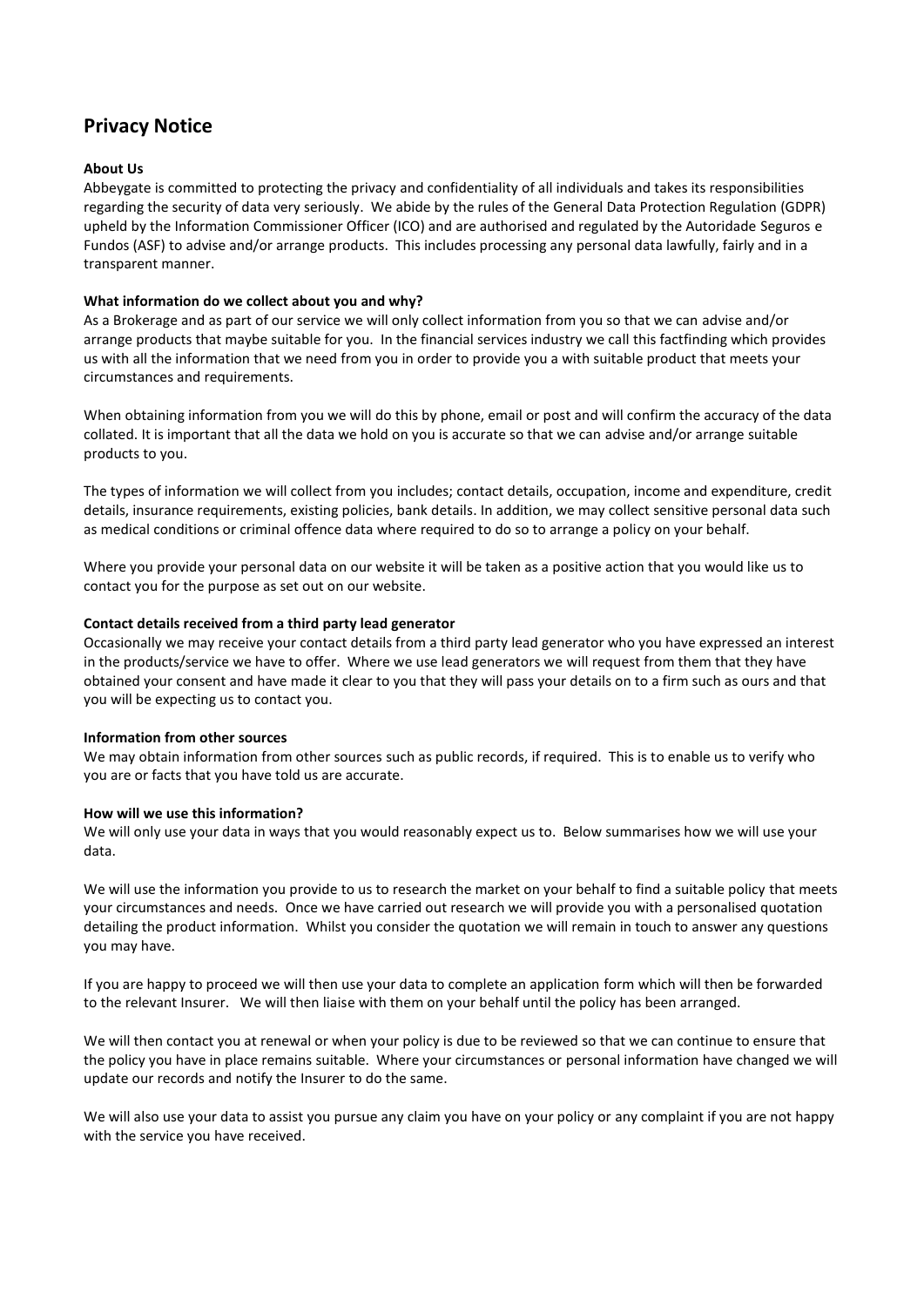# Privacy Notice

**About Us**

Abbeygate is committed to protecting the privacy and confidentiality of all individuals and takes its responsibilities regarding the security of data very seriously. We abide by the rules of the General Data Protection Regulation (GDPR) upheld by the Information Commissioner Officer (ICO) and are authorised and regulated by the Autoridade Seguros e Fundos (ASF) to advise and/or arrange products. This includes processing any personal data lawfully, fairly and in a transparent manner.

**What information do we collect about you and why?**

As a Brokerage and as part of our service we will only collect information from you so that we can advise and/or arrange products that maybe suitable for you. In the financial services industry we call this factfinding which provides us with all the information that we need from you in order to provide you a with suitable product that meets your circumstances and requirements.

When obtaining information from you we will do this by phone, email or post and will confirm the accuracy of the data collated. It is important that all the data we hold on you is accurate so that we can advise and/or arrange suitable products to you.

The types of information we will collect from you includes; contact details, occupation, income and expenditure, credit details, insurance requirements, existing policies, bank details. In addition, we may collect sensitive personal data such as medical conditions or criminal offence data where required to do so to arrange a policy on your behalf.

Where you provide your personal data on our website it will be taken as a positive action that you would like us to contact you for the purpose as set out on our website.

**Contact details received from a third party lead generator**

Occasionally we may receive your contact details from a third party lead generator who you have expressed an interest in the products/service we have to offer. Where we use lead generators we will request from them that they have obtained your consent and have made it clear to you that they will pass your details on to a firm such as ours and that you will be expecting us to contact you.

**Information from other sources**

We may obtain information from other sources such as public records, if required. This is to enable us to verify who you are or facts that you have told us are accurate.

**How will we use this information?**

We will only use your data in ways that you would reasonably expect us to. Below summarises how we will use your data.

We will use the information you provide to us to research the market on your behalf to find a suitable policy that meets your circumstances and needs. Once we have carried out research we will provide you with a personalised quotation detailing the product information. Whilst you consider the quotation we will remain in touch to answer any questions you may have.

If you are happy to proceed we will then use your data to complete an application form which will then be forwarded to the relevant Insurer. We will then liaise with them on your behalf until the policy has been arranged.

We will then contact you at renewal or when your policy is due to be reviewed so that we can continue to ensure that the policy you have in place remains suitable. Where your circumstances or personal information have changed we will update our records and notify the Insurer to do the same.

We will also use your data to assist you pursue any claim you have on your policy or any complaint if you are not happy with the service you have received.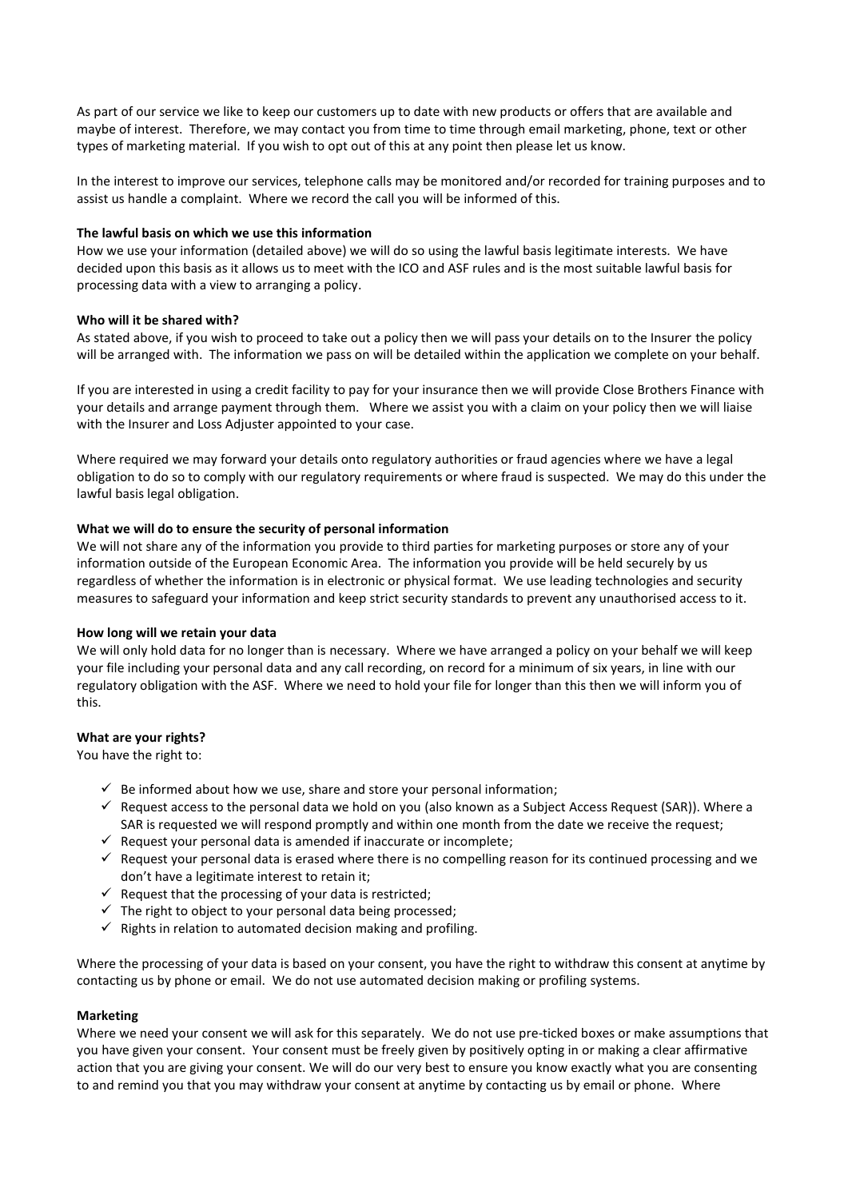As part of our service we like to keep our customers up to date with new products or offers that are available and maybe of interest. Therefore, we may contact you from time to time through email marketing, phone, text or other types of marketing material. If you wish to opt out of this at any point then please let us know.

In the interest to improve our services, telephone calls may be monitored and/or recorded for training purposes and to assist us handle a complaint. Where we record the call you will be informed of this.

**The lawful basis on which we use this information**

How we use your information (detailed above) we will do so using the lawful basis legitimate interests. We have decided upon this basis as it allows us to meet with the ICO and ASF rules and is the most suitable lawful basis for processing data with a view to arranging a policy.

**Who will it be shared with?**

As stated above, if you wish to proceed to take out a policy then we will pass your details on to the Insurer the policy will be arranged with. The information we pass on will be detailed within the application we complete on your behalf.

If you are interested in using a credit facility to pay for your insurance then we will provide Close Brothers Finance with your details and arrange payment through them. Where we assist you with a claim on your policy then we will liaise with the Insurer and Loss Adjuster appointed to your case.

Where required we may forward your details onto regulatory authorities or fraud agencies where we have a legal obligation to do so to comply with our regulatory requirements or where fraud is suspected. We may do this under the lawful basis legal obligation.

**What we will do to ensure the security of personal information**

We will not share any of the information you provide to third parties for marketing purposes or store any of your information outside of the European Economic Area. The information you provide will be held securely by us regardless of whether the information is in electronic or physical format. We use leading technologies and security measures to safeguard your information and keep strict security standards to prevent any unauthorised access to it.

**How long will we retain your data**

We will only hold data for no longer than is necessary. Where we have arranged a policy on your behalf we will keep your file including your personal data and any call recording, on record for a minimum of six years, in line with our regulatory obligation with the ASF. Where we need to hold your file for longer than this then we will inform you of this.

**What are your rights?**

You have the right to:

- ✓ Be informed about how we use, share and store your personal information;
- ✓ Request access to the personal data we hold on you (also known as a Subject Access Request (SAR)). Where a SAR is requested we will respond promptly and within one month from the date we receive the request;
- ✓ Request your personal data is amended if inaccurate or incomplete;
- ✓ Request your personal data is erased where there is no compelling reason for its continued processing and we don't have a legitimate interest to retain it;
- ✓ Request that the processing of your data is restricted;
- ✓ The right to object to your personal data being processed;
- ✓ Rights in relation to automated decision making and profiling.

Where the processing of your data is based on your consent, you have the right to withdraw this consent at anytime by contacting us by phone or email. We do not use automated decision making or profiling systems.

**Marketing**

Where we need your consent we will ask for this separately. We do not use pre-ticked boxes or make assumptions that you have given your consent. Your consent must be freely given by positively opting in or making a clear affirmative action that you are giving your consent. We will do our very best to ensure you know exactly what you are consenting to and remind you that you may withdraw your consent at anytime by contacting us by email or phone. Where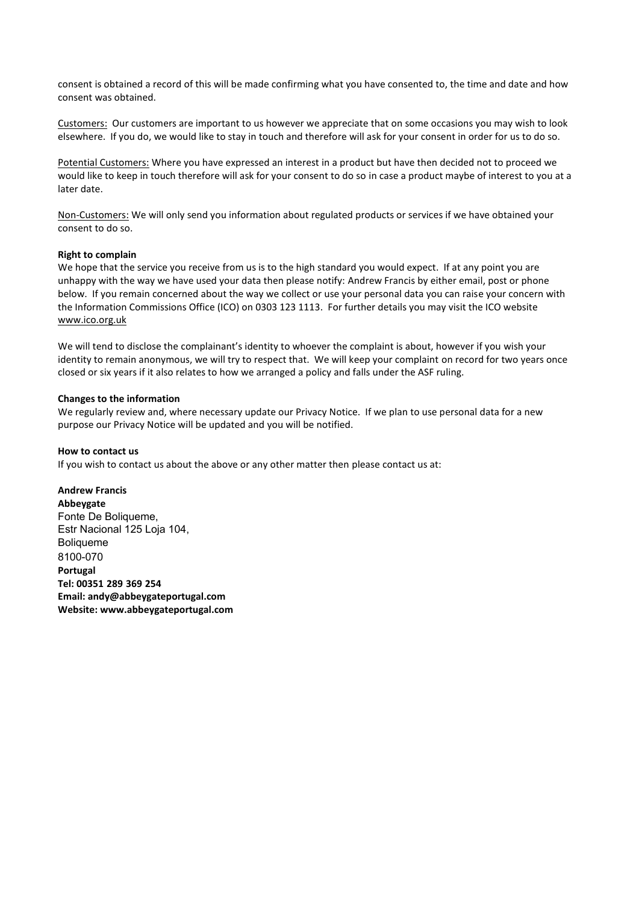consent is obtained a record of this will be made confirming what you have consented to, the time and date and how consent was obtained.

Customers: Our customers are important to us however we appreciate that on some occasions you may wish to look elsewhere. If you do, we would like to stay in touch and therefore will ask for your consent in order for us to do so.

Potential Customers: Where you have expressed an interest in a product but have then decided not to proceed we would like to keep in touch therefore will ask for your consent to do so in case a product maybe of interest to you at a later date.

Non-Customers: We will only send you information about regulated products or services if we have obtained your consent to do so.

**Right to complain**

We hope that the service you receive from us is to the high standard you would expect. If at any point you are unhappy with the way we have used your data then please notify: Andrew Francis by either email, post or phone below. If you remain concerned about the way we collect or use your personal data you can raise your concern with the Information Commissions Office (ICO) on 0303 123 1113. For further details you may visit the ICO website www.ico.org.uk

We will tend to disclose the complainant's identity to whoever the complaint is about, however if you wish your identity to remain anonymous, we will try to respect that. We will keep your complaint on record for two years once closed or six years if it also relates to how we arranged a policy and falls under the ASF ruling.

**Changes to the information**

We regularly review and, where necessary update our Privacy Notice. If we plan to use personal data for a new purpose our Privacy Notice will be updated and you will be notified.

**How to contact us**

If you wish to contact us about the above or any other matter then please contact us at:

**Andrew Francis**
**Abbeygate**
Fonte De Boliqueme,
Estr Nacional 125 Loja 104,
Boliqueme
8100-070
**Portugal**
**Tel: 00351 289 369 254**
**Email: andy@abbeygateportugal.com**
**Website: www.abbeygateportugal.com**